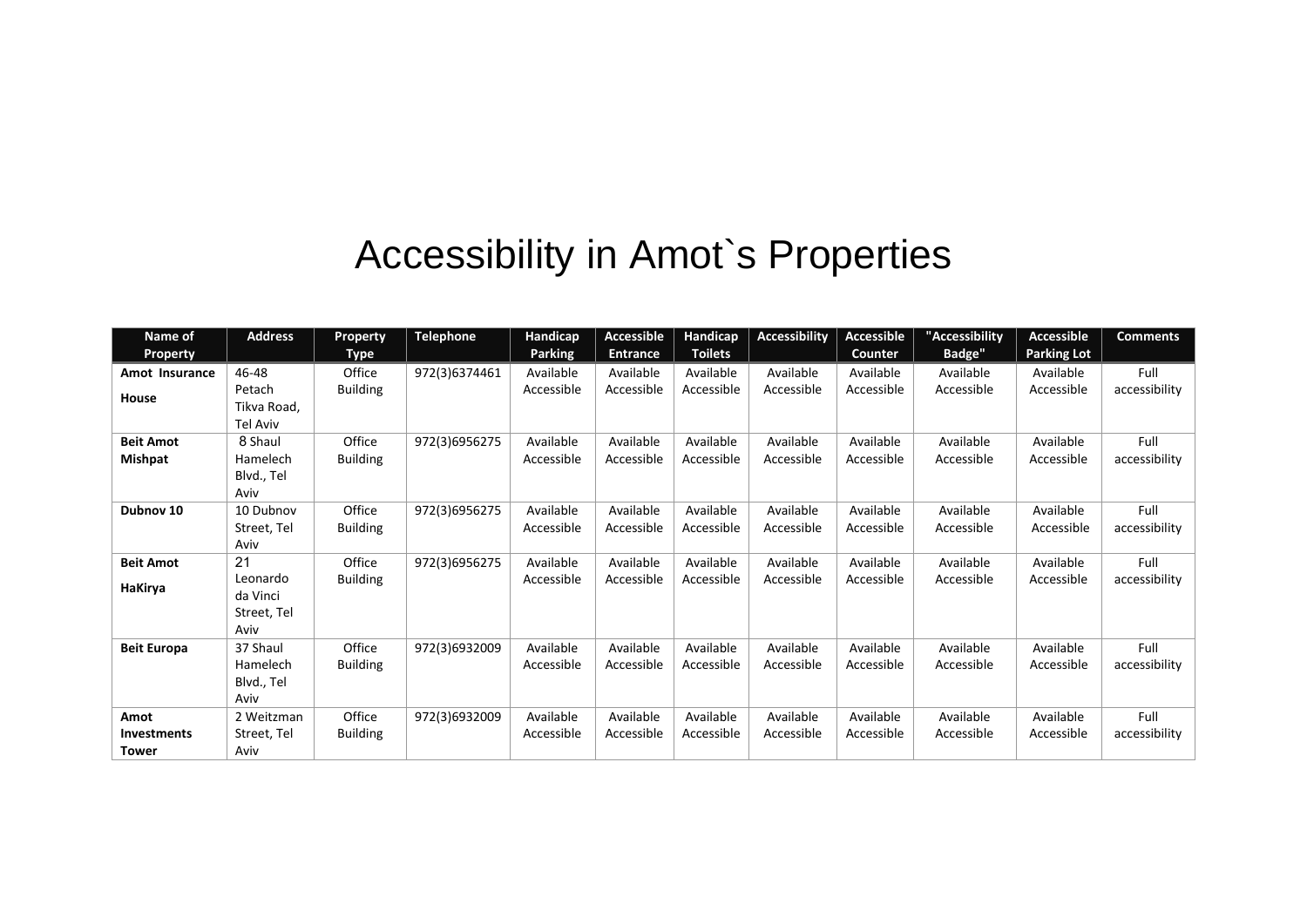# Accessibility in Amot`s Properties

| Name of Property | Address | Property Type | Telephone | Handicap Parking | Accessible Entrance | Handicap Toilets | Accessibility | Accessible Counter | "Accessibility Badge" | Accessible Parking Lot | Comments |
|---|---|---|---|---|---|---|---|---|---|---|---|
| **Amot Insurance House** | 46-48 Petach Tikva Road, Tel Aviv | Office Building | 972(3)6374461 | Available Accessible | Available Accessible | Available Accessible | Available Accessible | Available Accessible | Available Accessible | Available Accessible | Full accessibility |
| **Beit Amot Mishpat** | 8 Shaul Hamelech Blvd., Tel Aviv | Office Building | 972(3)6956275 | Available Accessible | Available Accessible | Available Accessible | Available Accessible | Available Accessible | Available Accessible | Available Accessible | Full accessibility |
| **Dubnov 10** | 10 Dubnov Street, Tel Aviv | Office Building | 972(3)6956275 | Available Accessible | Available Accessible | Available Accessible | Available Accessible | Available Accessible | Available Accessible | Available Accessible | Full accessibility |
| **Beit Amot HaKirya** | 21 Leonardo da Vinci Street, Tel Aviv | Office Building | 972(3)6956275 | Available Accessible | Available Accessible | Available Accessible | Available Accessible | Available Accessible | Available Accessible | Available Accessible | Full accessibility |
| **Beit Europa** | 37 Shaul Hamelech Blvd., Tel Aviv | Office Building | 972(3)6932009 | Available Accessible | Available Accessible | Available Accessible | Available Accessible | Available Accessible | Available Accessible | Available Accessible | Full accessibility |
| **Amot Investments Tower** | 2 Weitzman Street, Tel Aviv | Office Building | 972(3)6932009 | Available Accessible | Available Accessible | Available Accessible | Available Accessible | Available Accessible | Available Accessible | Available Accessible | Full accessibility |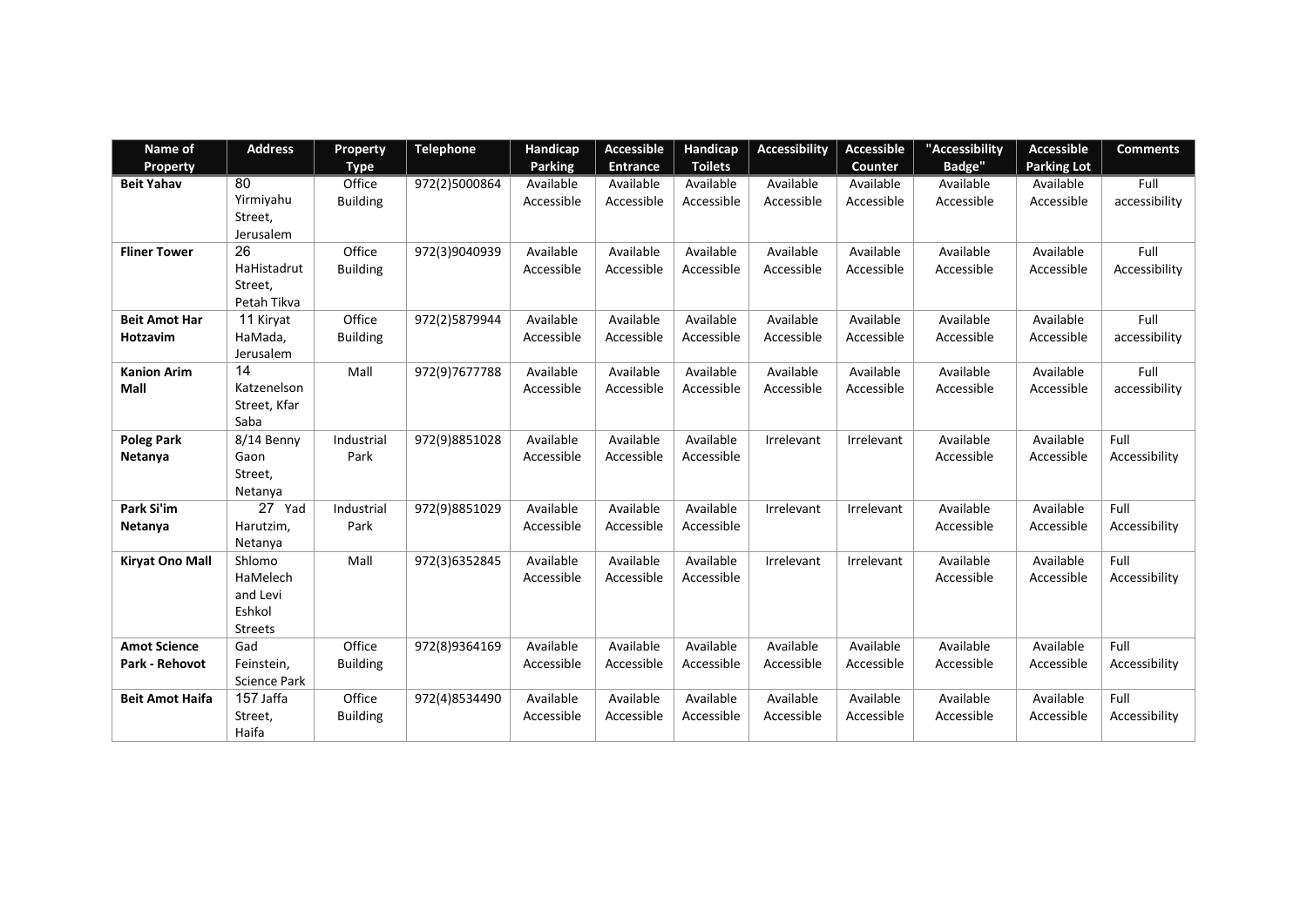| Name of Property | Address | Property Type | Telephone | Handicap Parking | Accessible Entrance | Handicap Toilets | Accessibility | Accessible Counter | "Accessibility Badge" | Accessible Parking Lot | Comments |
|---|---|---|---|---|---|---|---|---|---|---|---|
| **Beit Yahav** | 80 Yirmiyahu Street, Jerusalem | Office Building | 972(2)5000864 | Available Accessible | Available Accessible | Available Accessible | Available Accessible | Available Accessible | Available Accessible | Available Accessible | Full accessibility |
| **Fliner Tower** | 26 HaHistadrut Street, Petah Tikva | Office Building | 972(3)9040939 | Available Accessible | Available Accessible | Available Accessible | Available Accessible | Available Accessible | Available Accessible | Available Accessible | Full Accessibility |
| **Beit Amot Har Hotzavim** | 11 Kiryat HaMada, Jerusalem | Office Building | 972(2)5879944 | Available Accessible | Available Accessible | Available Accessible | Available Accessible | Available Accessible | Available Accessible | Available Accessible | Full accessibility |
| **Kanion Arim Mall** | 14 Katzenelson Street, Kfar Saba | Mall | 972(9)7677788 | Available Accessible | Available Accessible | Available Accessible | Available Accessible | Available Accessible | Available Accessible | Available Accessible | Full accessibility |
| **Poleg Park Netanya** | 8/14 Benny Gaon Street, Netanya | Industrial Park | 972(9)8851028 | Available Accessible | Available Accessible | Available Accessible | Irrelevant | Irrelevant | Available Accessible | Available Accessible | Full Accessibility |
| **Park Si'im Netanya** | 27 Yad Harutzim, Netanya | Industrial Park | 972(9)8851029 | Available Accessible | Available Accessible | Available Accessible | Irrelevant | Irrelevant | Available Accessible | Available Accessible | Full Accessibility |
| **Kiryat Ono Mall** | Shlomo HaMelech and Levi Eshkol Streets | Mall | 972(3)6352845 | Available Accessible | Available Accessible | Available Accessible | Irrelevant | Irrelevant | Available Accessible | Available Accessible | Full Accessibility |
| **Amot Science Park - Rehovot** | Gad Feinstein, Science Park | Office Building | 972(8)9364169 | Available Accessible | Available Accessible | Available Accessible | Available Accessible | Available Accessible | Available Accessible | Available Accessible | Full Accessibility |
| **Beit Amot Haifa** | 157 Jaffa Street, Haifa | Office Building | 972(4)8534490 | Available Accessible | Available Accessible | Available Accessible | Available Accessible | Available Accessible | Available Accessible | Available Accessible | Full Accessibility |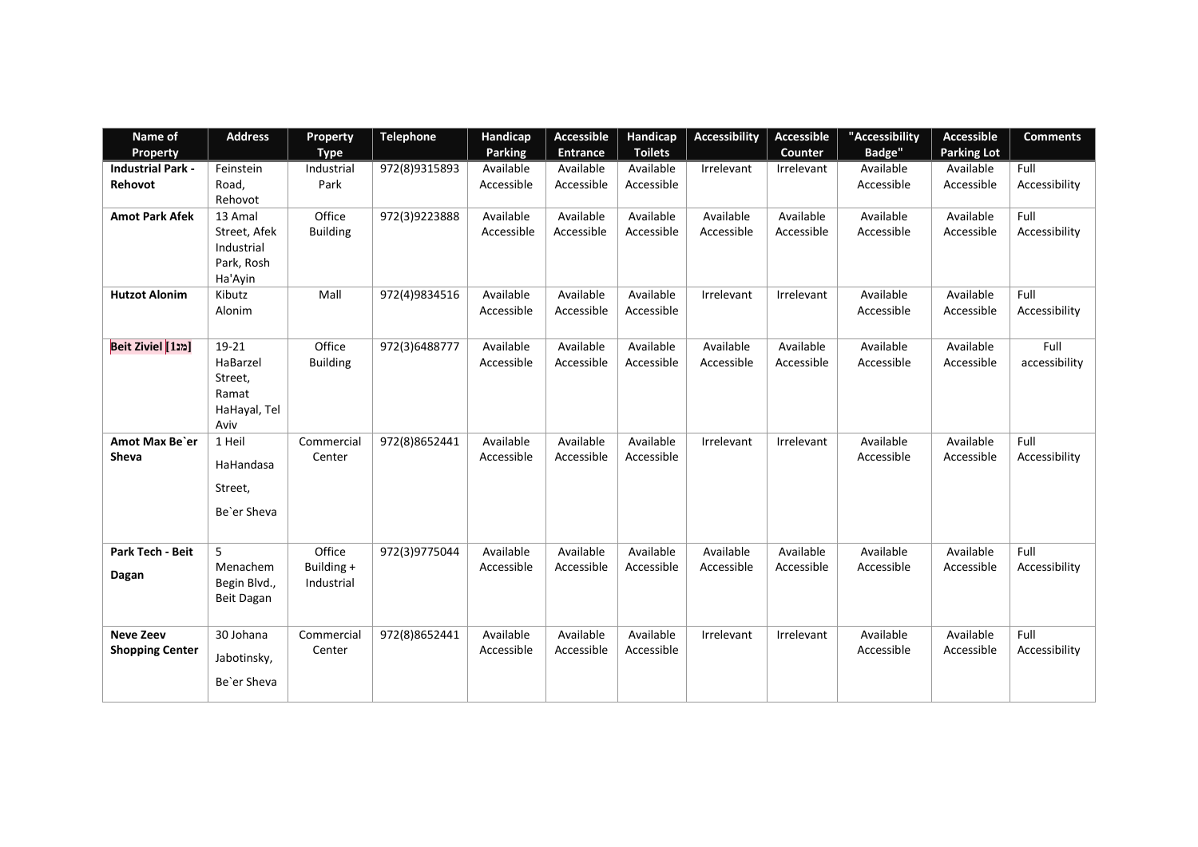| Name of Property | Address | Property Type | Telephone | Handicap Parking | Accessible Entrance | Handicap Toilets | Accessibility | Accessible Counter | "Accessibility Badge" | Accessible Parking Lot | Comments |
|---|---|---|---|---|---|---|---|---|---|---|---|
| **Industrial Park - Rehovot** | Feinstein Road, Rehovot | Industrial Park | 972(8)9315893 | Available Accessible | Available Accessible | Available Accessible | Irrelevant | Irrelevant | Available Accessible | Available Accessible | Full Accessibility |
| **Amot Park Afek** | 13 Amal Street, Afek Industrial Park, Rosh Ha'Ayin | Office Building | 972(3)9223888 | Available Accessible | Available Accessible | Available Accessible | Available Accessible | Available Accessible | Available Accessible | Available Accessible | Full Accessibility |
| **Hutzot Alonim** | Kibutz Alonim | Mall | 972(4)9834516 | Available Accessible | Available Accessible | Available Accessible | Irrelevant | Irrelevant | Available Accessible | Available Accessible | Full Accessibility |
| **Beit Ziviel [מ1]** | 19-21 HaBarzel Street, Ramat HaHayal, Tel Aviv | Office Building | 972(3)6488777 | Available Accessible | Available Accessible | Available Accessible | Available Accessible | Available Accessible | Available Accessible | Available Accessible | Full accessibility |
| **Amot Max Be`er Sheva** | 1 Heil HaHandasa Street, Be`er Sheva | Commercial Center | 972(8)8652441 | Available Accessible | Available Accessible | Available Accessible | Irrelevant | Irrelevant | Available Accessible | Available Accessible | Full Accessibility |
| **Park Tech - Beit Dagan** | 5 Menachem Begin Blvd., Beit Dagan | Office Building + Industrial | 972(3)9775044 | Available Accessible | Available Accessible | Available Accessible | Available Accessible | Available Accessible | Available Accessible | Available Accessible | Full Accessibility |
| **Neve Zeev Shopping Center** | 30 Johana Jabotinsky, Be`er Sheva | Commercial Center | 972(8)8652441 | Available Accessible | Available Accessible | Available Accessible | Irrelevant | Irrelevant | Available Accessible | Available Accessible | Full Accessibility |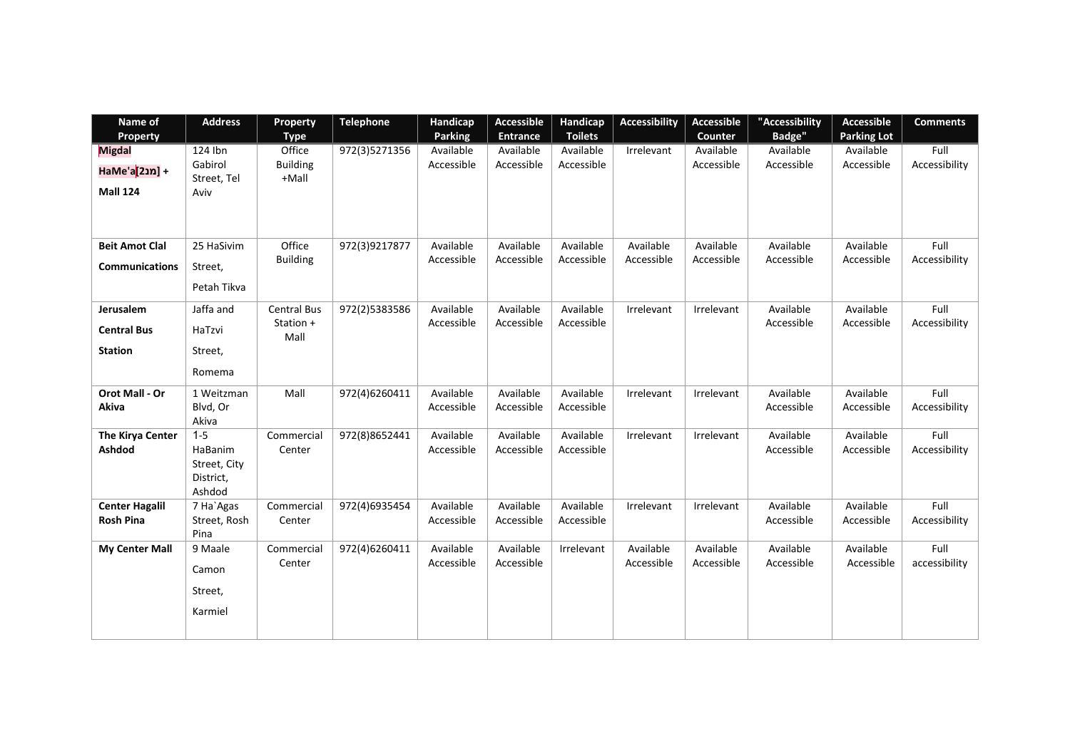| Name of Property | Address | Property Type | Telephone | Handicap Parking | Accessible Entrance | Handicap Toilets | Accessibility | Accessible Counter | "Accessibility Badge" | Accessible Parking Lot | Comments |
|---|---|---|---|---|---|---|---|---|---|---|---|
| **Migdal HaMe'a[מגדל] + Mall 124** | 124 Ibn Gabirol Street, Tel Aviv | Office Building +Mall | 972(3)5271356 | Available Accessible | Available Accessible | Available Accessible | Irrelevant | Available Accessible | Available Accessible | Available Accessible | Full Accessibility |
| **Beit Amot Clal Communications** | 25 HaSivim Street, Petah Tikva | Office Building | 972(3)9217877 | Available Accessible | Available Accessible | Available Accessible | Available Accessible | Available Accessible | Available Accessible | Available Accessible | Full Accessibility |
| **Jerusalem Central Bus Station** | Jaffa and HaTzvi Street, Romema | Central Bus Station + Mall | 972(2)5383586 | Available Accessible | Available Accessible | Available Accessible | Irrelevant | Irrelevant | Available Accessible | Available Accessible | Full Accessibility |
| **Orot Mall - Or Akiva** | 1 Weitzman Blvd, Or Akiva | Mall | 972(4)6260411 | Available Accessible | Available Accessible | Available Accessible | Irrelevant | Irrelevant | Available Accessible | Available Accessible | Full Accessibility |
| **The Kirya Center Ashdod** | 1-5 HaBanim Street, City District, Ashdod | Commercial Center | 972(8)8652441 | Available Accessible | Available Accessible | Available Accessible | Irrelevant | Irrelevant | Available Accessible | Available Accessible | Full Accessibility |
| **Center Hagalil Rosh Pina** | 7 Ha`Agas Street, Rosh Pina | Commercial Center | 972(4)6935454 | Available Accessible | Available Accessible | Available Accessible | Irrelevant | Irrelevant | Available Accessible | Available Accessible | Full Accessibility |
| **My Center Mall** | 9 Maale Camon Street, Karmiel | Commercial Center | 972(4)6260411 | Available Accessible | Available Accessible | Irrelevant | Available Accessible | Available Accessible | Available Accessible | Available Accessible | Full accessibility |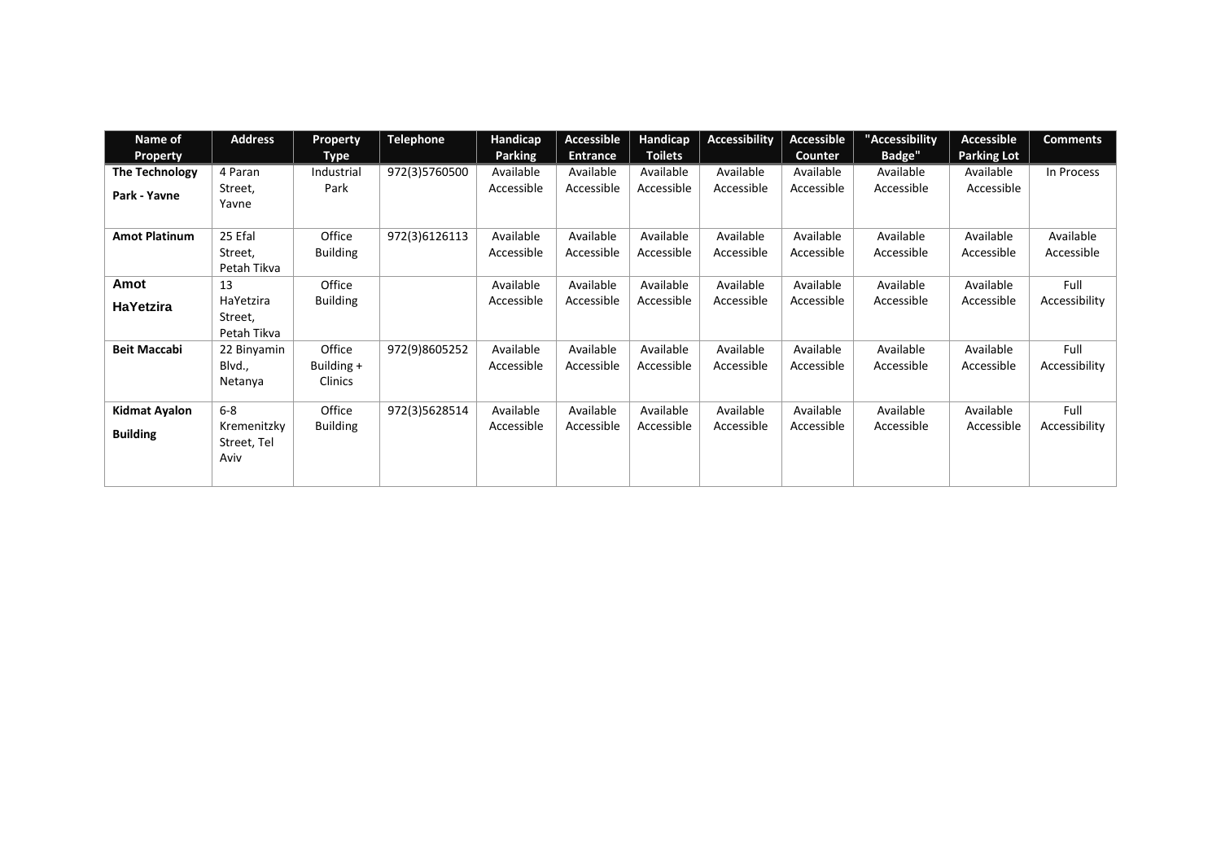| Name of Property | Address | Property Type | Telephone | Handicap Parking | Accessible Entrance | Handicap Toilets | Accessibility | Accessible Counter | "Accessibility Badge" | Accessible Parking Lot | Comments |
|---|---|---|---|---|---|---|---|---|---|---|---|
| **The Technology Park - Yavne** | 4 Paran Street, Yavne | Industrial Park | 972(3)5760500 | Available Accessible | Available Accessible | Available Accessible | Available Accessible | Available Accessible | Available Accessible | Available Accessible | In Process |
| **Amot Platinum** | 25 Efal Street, Petah Tikva | Office Building | 972(3)6126113 | Available Accessible | Available Accessible | Available Accessible | Available Accessible | Available Accessible | Available Accessible | Available Accessible | Available Accessible |
| **Amot HaYetzira** | 13 HaYetzira Street, Petah Tikva | Office Building | | Available Accessible | Available Accessible | Available Accessible | Available Accessible | Available Accessible | Available Accessible | Available Accessible | Full Accessibility |
| **Beit Maccabi** | 22 Binyamin Blvd., Netanya | Office Building + Clinics | 972(9)8605252 | Available Accessible | Available Accessible | Available Accessible | Available Accessible | Available Accessible | Available Accessible | Available Accessible | Full Accessibility |
| **Kidmat Ayalon Building** | 6-8 Kremenitzky Street, Tel Aviv | Office Building | 972(3)5628514 | Available Accessible | Available Accessible | Available Accessible | Available Accessible | Available Accessible | Available Accessible | Available Accessible | Full Accessibility |